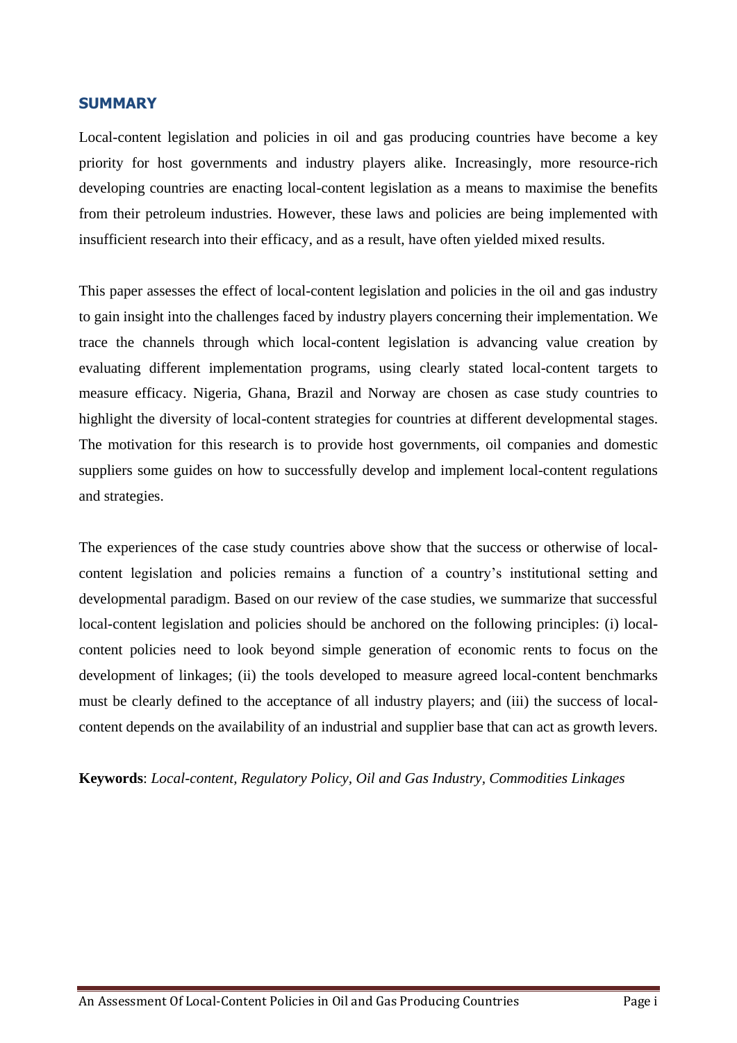## SUMMARY

Local-content legislation and policies in oil and gas producing countries have become a key priority for host governments and industry players alike. Increasingly, more resource-rich developing countries are enacting local-content legislation as a means to maximise the benefits from their petroleum industries. However, these laws and policies are being implemented with insufficient research into their efficacy, and as a result, have often yielded mixed results.

This paper assesses the effect of local-content legislation and policies in the oil and gas industry to gain insight into the challenges faced by industry players concerning their implementation. We trace the channels through which local-content legislation is advancing value creation by evaluating different implementation programs, using clearly stated local-content targets to measure efficacy. Nigeria, Ghana, Brazil and Norway are chosen as case study countries to highlight the diversity of local-content strategies for countries at different developmental stages. The motivation for this research is to provide host governments, oil companies and domestic suppliers some guides on how to successfully develop and implement local-content regulations and strategies.

The experiences of the case study countries above show that the success or otherwise of local-content legislation and policies remains a function of a country's institutional setting and developmental paradigm. Based on our review of the case studies, we summarize that successful local-content legislation and policies should be anchored on the following principles: (i) local-content policies need to look beyond simple generation of economic rents to focus on the development of linkages; (ii) the tools developed to measure agreed local-content benchmarks must be clearly defined to the acceptance of all industry players; and (iii) the success of local-content depends on the availability of an industrial and supplier base that can act as growth levers.

**Keywords**: *Local-content, Regulatory Policy, Oil and Gas Industry, Commodities Linkages*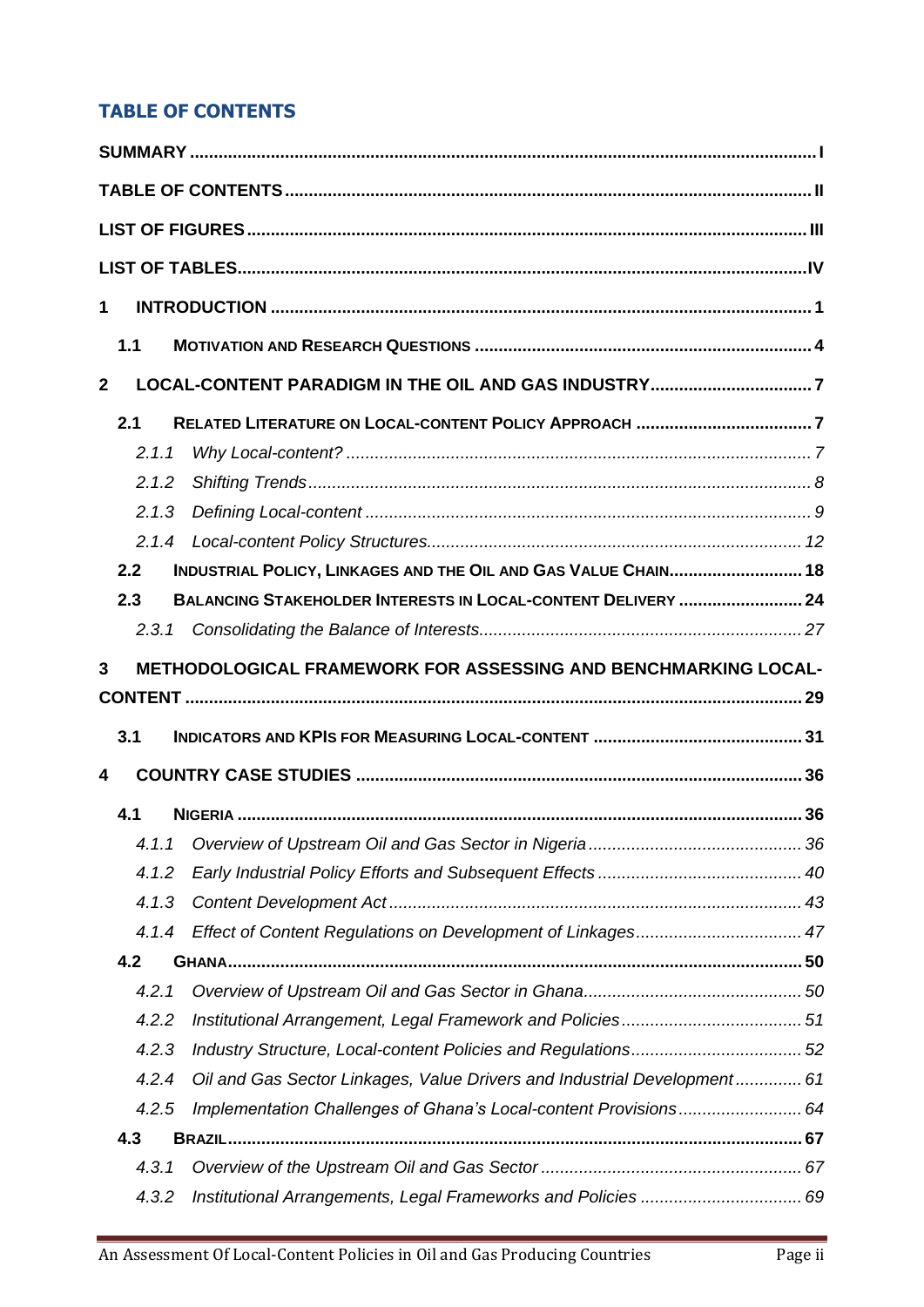# TABLE OF CONTENTS

**SUMMARY** ..... I

**TABLE OF CONTENTS** ..... II

**LIST OF FIGURES** ..... III

**LIST OF TABLES** ..... IV

**1 INTRODUCTION** ..... 1

- **1.1 MOTIVATION AND RESEARCH QUESTIONS** ..... 4

**2 LOCAL-CONTENT PARADIGM IN THE OIL AND GAS INDUSTRY** ..... 7

- **2.1 RELATED LITERATURE ON LOCAL-CONTENT POLICY APPROACH** ..... 7
  - *2.1.1 Why Local-content?* ..... 7
  - *2.1.2 Shifting Trends* ..... 8
  - *2.1.3 Defining Local-content* ..... 9
  - *2.1.4 Local-content Policy Structures* ..... 12
- **2.2 INDUSTRIAL POLICY, LINKAGES AND THE OIL AND GAS VALUE CHAIN** ..... 18
- **2.3 BALANCING STAKEHOLDER INTERESTS IN LOCAL-CONTENT DELIVERY** ..... 24
  - *2.3.1 Consolidating the Balance of Interests* ..... 27

**3 METHODOLOGICAL FRAMEWORK FOR ASSESSING AND BENCHMARKING LOCAL-CONTENT** ..... 29

- **3.1 INDICATORS AND KPIS FOR MEASURING LOCAL-CONTENT** ..... 31

**4 COUNTRY CASE STUDIES** ..... 36

- **4.1 NIGERIA** ..... 36
  - *4.1.1 Overview of Upstream Oil and Gas Sector in Nigeria* ..... 36
  - *4.1.2 Early Industrial Policy Efforts and Subsequent Effects* ..... 40
  - *4.1.3 Content Development Act* ..... 43
  - *4.1.4 Effect of Content Regulations on Development of Linkages* ..... 47
- **4.2 GHANA** ..... 50
  - *4.2.1 Overview of Upstream Oil and Gas Sector in Ghana* ..... 50
  - *4.2.2 Institutional Arrangement, Legal Framework and Policies* ..... 51
  - *4.2.3 Industry Structure, Local-content Policies and Regulations* ..... 52
  - *4.2.4 Oil and Gas Sector Linkages, Value Drivers and Industrial Development* ..... 61
  - *4.2.5 Implementation Challenges of Ghana's Local-content Provisions* ..... 64
- **4.3 BRAZIL** ..... 67
  - *4.3.1 Overview of the Upstream Oil and Gas Sector* ..... 67
  - *4.3.2 Institutional Arrangements, Legal Frameworks and Policies* ..... 69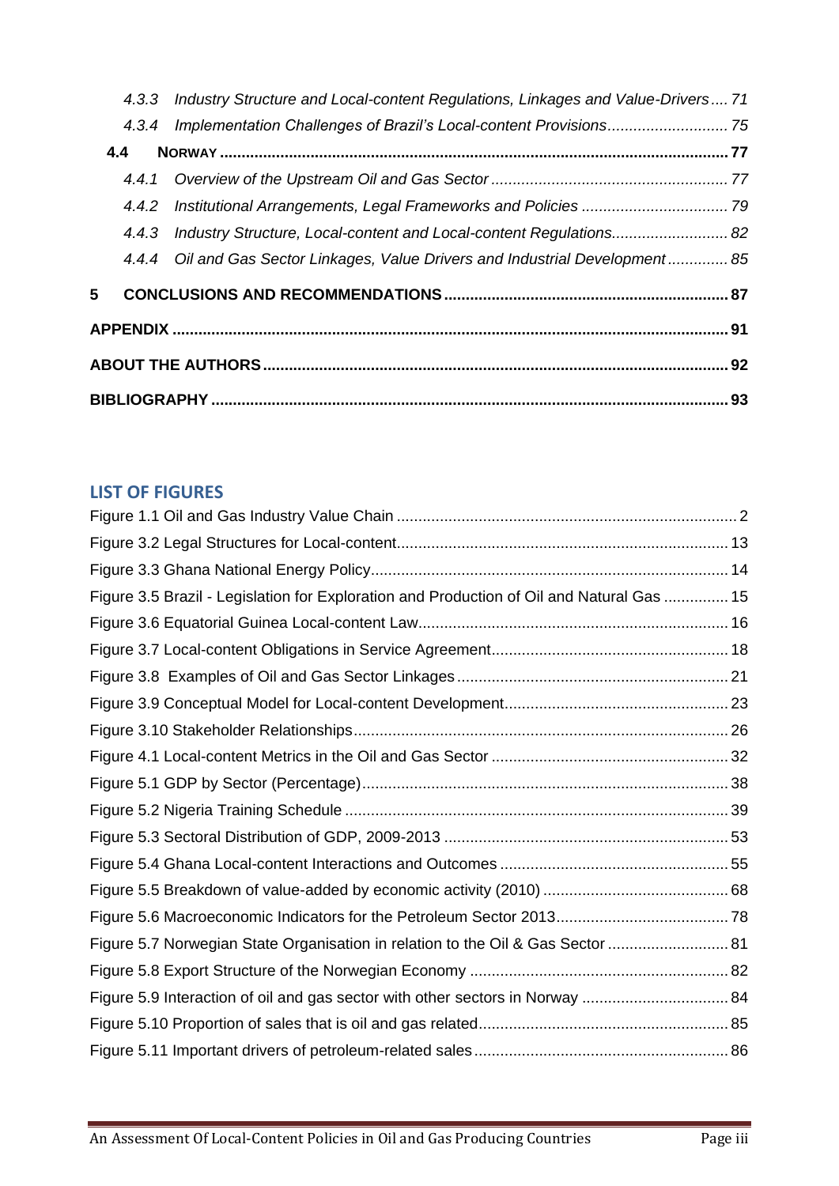- 4.3.3 *Industry Structure and Local-content Regulations, Linkages and Value-Drivers* .... 71
- 4.3.4 *Implementation Challenges of Brazil's Local-content Provisions* .... 75
- **4.4 NORWAY** .... 77
  - 4.4.1 *Overview of the Upstream Oil and Gas Sector* .... 77
  - 4.4.2 *Institutional Arrangements, Legal Frameworks and Policies* .... 79
  - 4.4.3 *Industry Structure, Local-content and Local-content Regulations* .... 82
  - 4.4.4 *Oil and Gas Sector Linkages, Value Drivers and Industrial Development* .... 85

**5 CONCLUSIONS AND RECOMMENDATIONS** .... 87

**APPENDIX** .... 91

**ABOUT THE AUTHORS** .... 92

**BIBLIOGRAPHY** .... 93

## LIST OF FIGURES

- Figure 1.1 Oil and Gas Industry Value Chain .... 2
- Figure 3.2 Legal Structures for Local-content .... 13
- Figure 3.3 Ghana National Energy Policy .... 14
- Figure 3.5 Brazil - Legislation for Exploration and Production of Oil and Natural Gas .... 15
- Figure 3.6 Equatorial Guinea Local-content Law .... 16
- Figure 3.7 Local-content Obligations in Service Agreement .... 18
- Figure 3.8 Examples of Oil and Gas Sector Linkages .... 21
- Figure 3.9 Conceptual Model for Local-content Development .... 23
- Figure 3.10 Stakeholder Relationships .... 26
- Figure 4.1 Local-content Metrics in the Oil and Gas Sector .... 32
- Figure 5.1 GDP by Sector (Percentage) .... 38
- Figure 5.2 Nigeria Training Schedule .... 39
- Figure 5.3 Sectoral Distribution of GDP, 2009-2013 .... 53
- Figure 5.4 Ghana Local-content Interactions and Outcomes .... 55
- Figure 5.5 Breakdown of value-added by economic activity (2010) .... 68
- Figure 5.6 Macroeconomic Indicators for the Petroleum Sector 2013 .... 78
- Figure 5.7 Norwegian State Organisation in relation to the Oil & Gas Sector .... 81
- Figure 5.8 Export Structure of the Norwegian Economy .... 82
- Figure 5.9 Interaction of oil and gas sector with other sectors in Norway .... 84
- Figure 5.10 Proportion of sales that is oil and gas related .... 85
- Figure 5.11 Important drivers of petroleum-related sales .... 86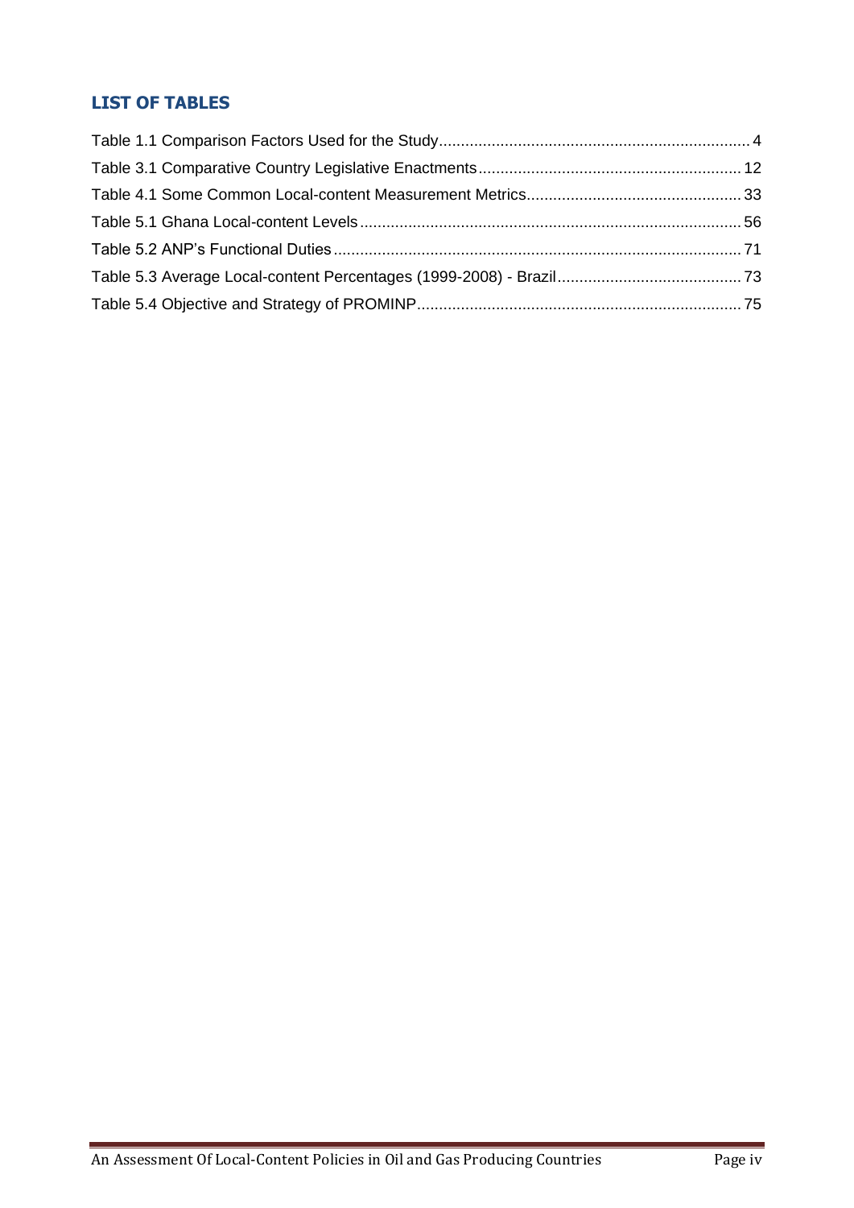## LIST OF TABLES

Table 1.1 Comparison Factors Used for the Study ........ 4

Table 3.1 Comparative Country Legislative Enactments ........ 12

Table 4.1 Some Common Local-content Measurement Metrics ........ 33

Table 5.1 Ghana Local-content Levels ........ 56

Table 5.2 ANP's Functional Duties ........ 71

Table 5.3 Average Local-content Percentages (1999-2008) - Brazil ........ 73

Table 5.4 Objective and Strategy of PROMINP ........ 75